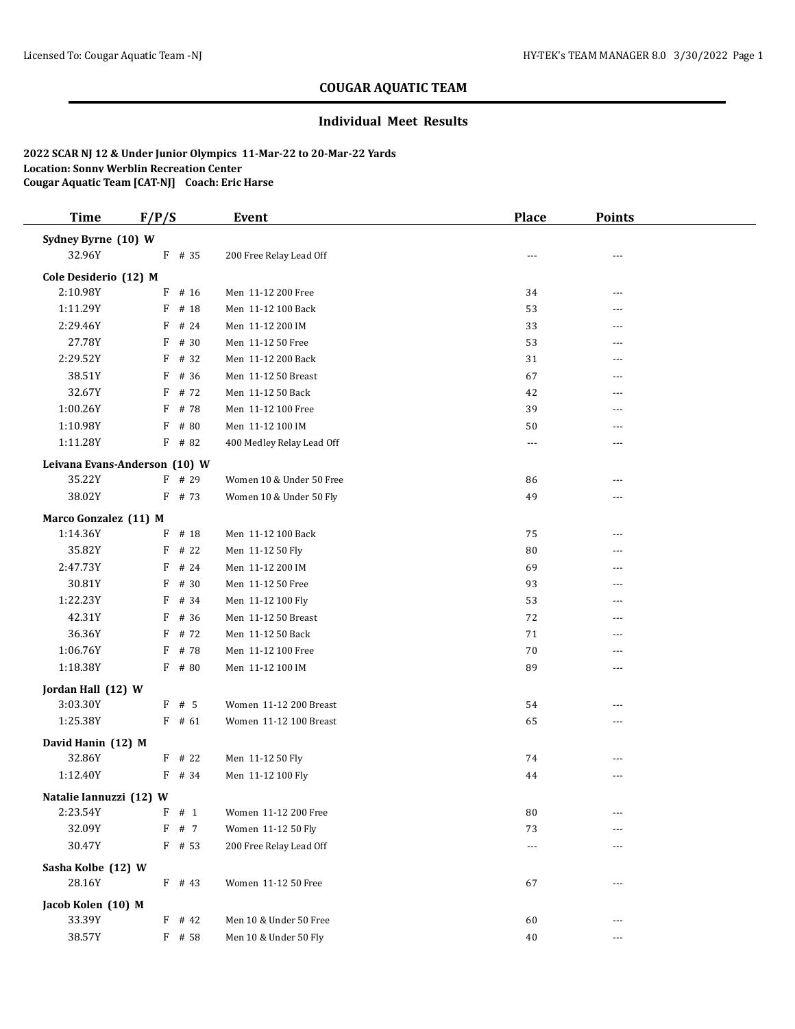## COUGAR AQUATIC TEAM

### Individual Meet Results

**2022 SCAR NJ 12 & Under Junior Olympics 11-Mar-22 to 20-Mar-22 Yards**
**Location: Sonny Werblin Recreation Center**
**Cougar Aquatic Team [CAT-NJ] Coach: Eric Harse**

| Time | F/P/S | Event | Place | Points |
|---|---|---|---|---|
| **Sydney Byrne (10) W** | | | | |
| 32.96Y | F # 35 | 200 Free Relay Lead Off | --- | --- |
| **Cole Desiderio (12) M** | | | | |
| 2:10.98Y | F # 16 | Men 11-12 200 Free | 34 | --- |
| 1:11.29Y | F # 18 | Men 11-12 100 Back | 53 | --- |
| 2:29.46Y | F # 24 | Men 11-12 200 IM | 33 | --- |
| 27.78Y | F # 30 | Men 11-12 50 Free | 53 | --- |
| 2:29.52Y | F # 32 | Men 11-12 200 Back | 31 | --- |
| 38.51Y | F # 36 | Men 11-12 50 Breast | 67 | --- |
| 32.67Y | F # 72 | Men 11-12 50 Back | 42 | --- |
| 1:00.26Y | F # 78 | Men 11-12 100 Free | 39 | --- |
| 1:10.98Y | F # 80 | Men 11-12 100 IM | 50 | --- |
| 1:11.28Y | F # 82 | 400 Medley Relay Lead Off | --- | --- |
| **Leivana Evans-Anderson (10) W** | | | | |
| 35.22Y | F # 29 | Women 10 & Under 50 Free | 86 | --- |
| 38.02Y | F # 73 | Women 10 & Under 50 Fly | 49 | --- |
| **Marco Gonzalez (11) M** | | | | |
| 1:14.36Y | F # 18 | Men 11-12 100 Back | 75 | --- |
| 35.82Y | F # 22 | Men 11-12 50 Fly | 80 | --- |
| 2:47.73Y | F # 24 | Men 11-12 200 IM | 69 | --- |
| 30.81Y | F # 30 | Men 11-12 50 Free | 93 | --- |
| 1:22.23Y | F # 34 | Men 11-12 100 Fly | 53 | --- |
| 42.31Y | F # 36 | Men 11-12 50 Breast | 72 | --- |
| 36.36Y | F # 72 | Men 11-12 50 Back | 71 | --- |
| 1:06.76Y | F # 78 | Men 11-12 100 Free | 70 | --- |
| 1:18.38Y | F # 80 | Men 11-12 100 IM | 89 | --- |
| **Jordan Hall (12) W** | | | | |
| 3:03.30Y | F # 5 | Women 11-12 200 Breast | 54 | --- |
| 1:25.38Y | F # 61 | Women 11-12 100 Breast | 65 | --- |
| **David Hanin (12) M** | | | | |
| 32.86Y | F # 22 | Men 11-12 50 Fly | 74 | --- |
| 1:12.40Y | F # 34 | Men 11-12 100 Fly | 44 | --- |
| **Natalie Iannuzzi (12) W** | | | | |
| 2:23.54Y | F # 1 | Women 11-12 200 Free | 80 | --- |
| 32.09Y | F # 7 | Women 11-12 50 Fly | 73 | --- |
| 30.47Y | F # 53 | 200 Free Relay Lead Off | --- | --- |
| **Sasha Kolbe (12) W** | | | | |
| 28.16Y | F # 43 | Women 11-12 50 Free | 67 | --- |
| **Jacob Kolen (10) M** | | | | |
| 33.39Y | F # 42 | Men 10 & Under 50 Free | 60 | --- |
| 38.57Y | F # 58 | Men 10 & Under 50 Fly | 40 | --- |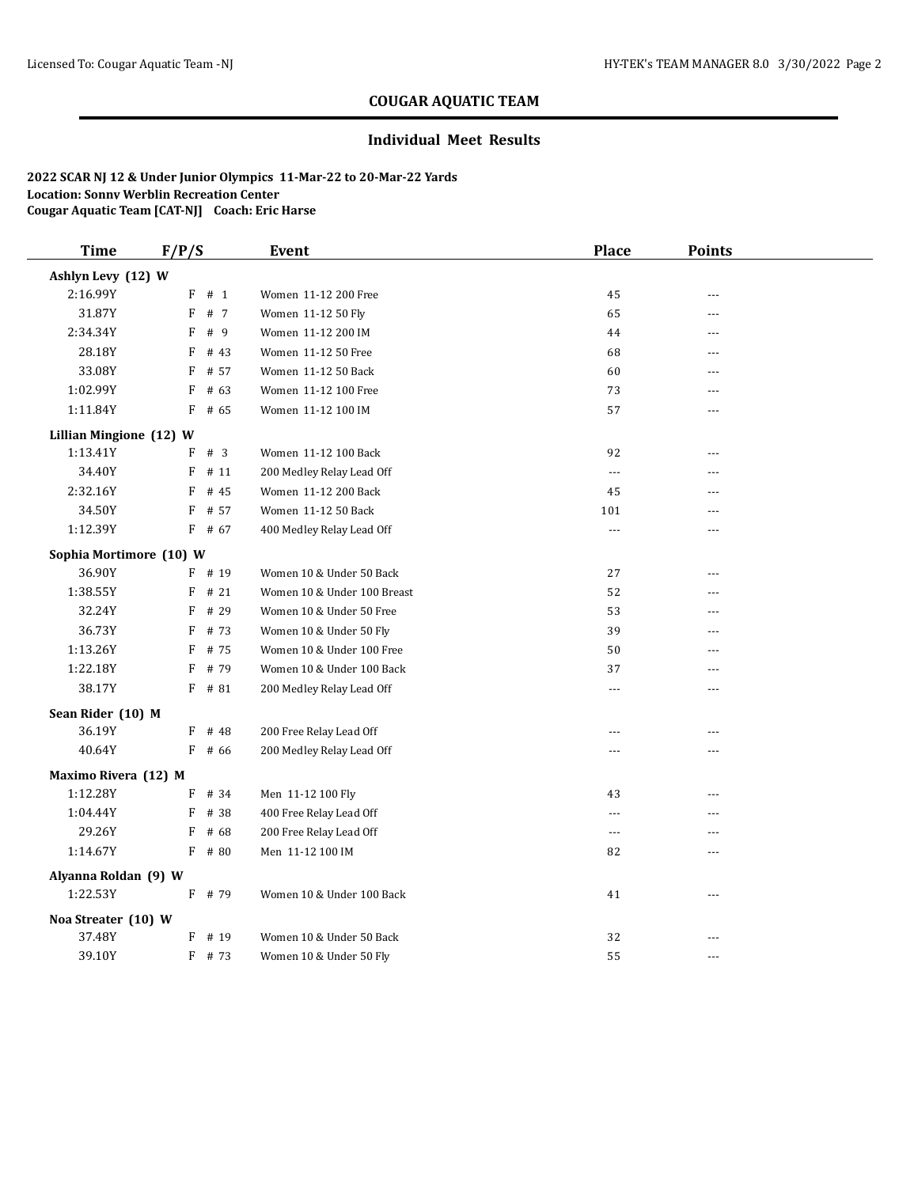## COUGAR AQUATIC TEAM

### Individual Meet Results

**2022 SCAR NJ 12 & Under Junior Olympics 11-Mar-22 to 20-Mar-22 Yards**
**Location: Sonny Werblin Recreation Center**
**Cougar Aquatic Team [CAT-NJ] Coach: Eric Harse**

| Time | F/P/S | Event | Place | Points |
|---|---|---|---|---|
| **Ashlyn Levy (12) W** | | | | |
| 2:16.99Y | F # 1 | Women 11-12 200 Free | 45 | --- |
| 31.87Y | F # 7 | Women 11-12 50 Fly | 65 | --- |
| 2:34.34Y | F # 9 | Women 11-12 200 IM | 44 | --- |
| 28.18Y | F # 43 | Women 11-12 50 Free | 68 | --- |
| 33.08Y | F # 57 | Women 11-12 50 Back | 60 | --- |
| 1:02.99Y | F # 63 | Women 11-12 100 Free | 73 | --- |
| 1:11.84Y | F # 65 | Women 11-12 100 IM | 57 | --- |
| **Lillian Mingione (12) W** | | | | |
| 1:13.41Y | F # 3 | Women 11-12 100 Back | 92 | --- |
| 34.40Y | F # 11 | 200 Medley Relay Lead Off | --- | --- |
| 2:32.16Y | F # 45 | Women 11-12 200 Back | 45 | --- |
| 34.50Y | F # 57 | Women 11-12 50 Back | 101 | --- |
| 1:12.39Y | F # 67 | 400 Medley Relay Lead Off | --- | --- |
| **Sophia Mortimore (10) W** | | | | |
| 36.90Y | F # 19 | Women 10 & Under 50 Back | 27 | --- |
| 1:38.55Y | F # 21 | Women 10 & Under 100 Breast | 52 | --- |
| 32.24Y | F # 29 | Women 10 & Under 50 Free | 53 | --- |
| 36.73Y | F # 73 | Women 10 & Under 50 Fly | 39 | --- |
| 1:13.26Y | F # 75 | Women 10 & Under 100 Free | 50 | --- |
| 1:22.18Y | F # 79 | Women 10 & Under 100 Back | 37 | --- |
| 38.17Y | F # 81 | 200 Medley Relay Lead Off | --- | --- |
| **Sean Rider (10) M** | | | | |
| 36.19Y | F # 48 | 200 Free Relay Lead Off | --- | --- |
| 40.64Y | F # 66 | 200 Medley Relay Lead Off | --- | --- |
| **Maximo Rivera (12) M** | | | | |
| 1:12.28Y | F # 34 | Men 11-12 100 Fly | 43 | --- |
| 1:04.44Y | F # 38 | 400 Free Relay Lead Off | --- | --- |
| 29.26Y | F # 68 | 200 Free Relay Lead Off | --- | --- |
| 1:14.67Y | F # 80 | Men 11-12 100 IM | 82 | --- |
| **Alyanna Roldan (9) W** | | | | |
| 1:22.53Y | F # 79 | Women 10 & Under 100 Back | 41 | --- |
| **Noa Streater (10) W** | | | | |
| 37.48Y | F # 19 | Women 10 & Under 50 Back | 32 | --- |
| 39.10Y | F # 73 | Women 10 & Under 50 Fly | 55 | --- |